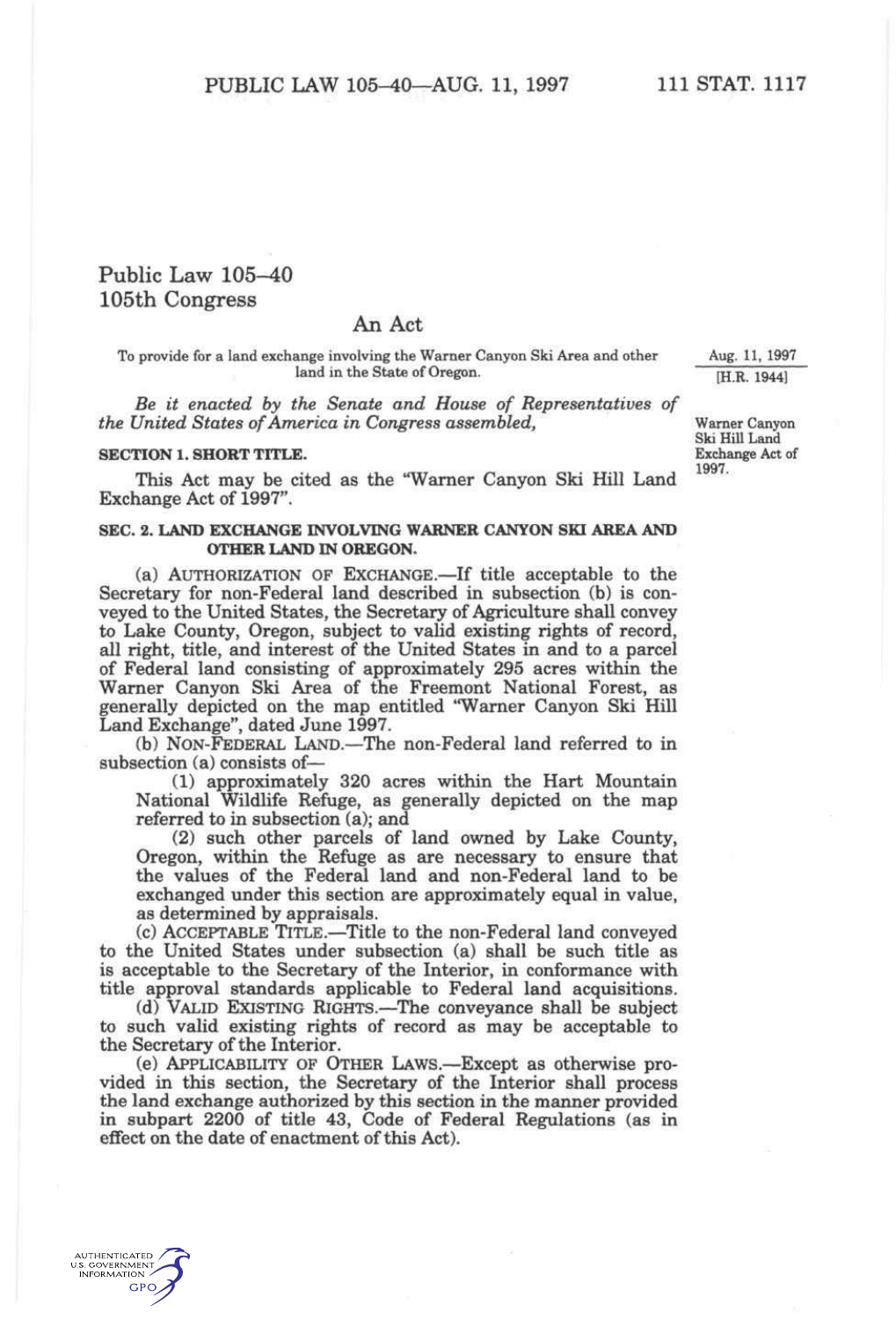# Public Law 105–40
# 105th Congress

## An Act

To provide for a land exchange involving the Warner Canyon Ski Area and other land in the State of Oregon.

Aug. 11, 1997
[H.R. 1944]

*Be it enacted by the Senate and House of Representatives of the United States of America in Congress assembled,*

Warner Canyon Ski Hill Land Exchange Act of 1997.

**SECTION 1. SHORT TITLE.**

This Act may be cited as the "Warner Canyon Ski Hill Land Exchange Act of 1997".

**SEC. 2. LAND EXCHANGE INVOLVING WARNER CANYON SKI AREA AND OTHER LAND IN OREGON.**

(a) AUTHORIZATION OF EXCHANGE.—If title acceptable to the Secretary for non-Federal land described in subsection (b) is conveyed to the United States, the Secretary of Agriculture shall convey to Lake County, Oregon, subject to valid existing rights of record, all right, title, and interest of the United States in and to a parcel of Federal land consisting of approximately 295 acres within the Warner Canyon Ski Area of the Freemont National Forest, as generally depicted on the map entitled "Warner Canyon Ski Hill Land Exchange", dated June 1997.

(b) NON-FEDERAL LAND.—The non-Federal land referred to in subsection (a) consists of—

(1) approximately 320 acres within the Hart Mountain National Wildlife Refuge, as generally depicted on the map referred to in subsection (a); and

(2) such other parcels of land owned by Lake County, Oregon, within the Refuge as are necessary to ensure that the values of the Federal land and non-Federal land to be exchanged under this section are approximately equal in value, as determined by appraisals.

(c) ACCEPTABLE TITLE.—Title to the non-Federal land conveyed to the United States under subsection (a) shall be such title as is acceptable to the Secretary of the Interior, in conformance with title approval standards applicable to Federal land acquisitions.

(d) VALID EXISTING RIGHTS.—The conveyance shall be subject to such valid existing rights of record as may be acceptable to the Secretary of the Interior.

(e) APPLICABILITY OF OTHER LAWS.—Except as otherwise provided in this section, the Secretary of the Interior shall process the land exchange authorized by this section in the manner provided in subpart 2200 of title 43, Code of Federal Regulations (as in effect on the date of enactment of this Act).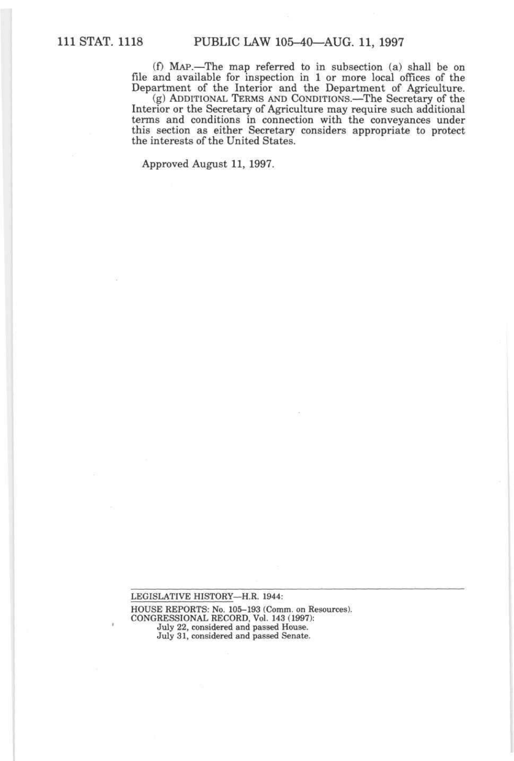(f) MAP.—The map referred to in subsection (a) shall be on file and available for inspection in 1 or more local offices of the Department of the Interior and the Department of Agriculture.

(g) ADDITIONAL TERMS AND CONDITIONS.—The Secretary of the Interior or the Secretary of Agriculture may require such additional terms and conditions in connection with the conveyances under this section as either Secretary considers appropriate to protect the interests of the United States.

Approved August 11, 1997.

---

LEGISLATIVE HISTORY—H.R. 1944:

HOUSE REPORTS: No. 105–193 (Comm. on Resources).

CONGRESSIONAL RECORD, Vol. 143 (1997):

July 22, considered and passed House.

July 31, considered and passed Senate.